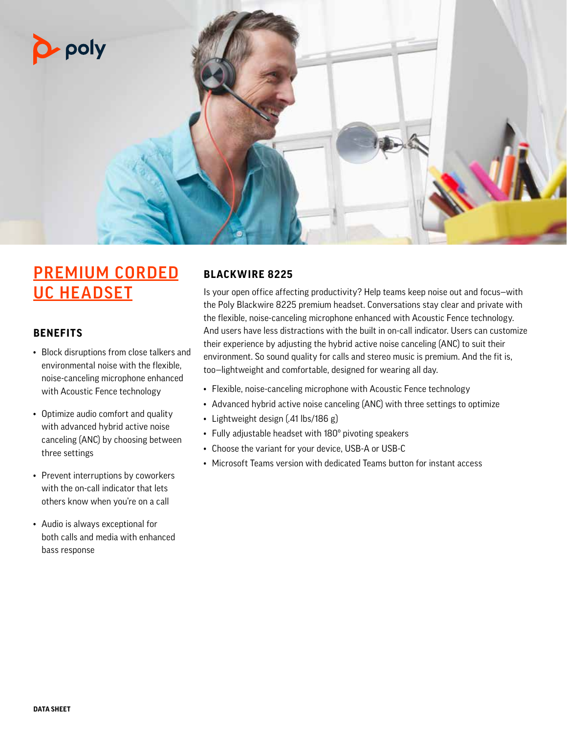# PREMIUM CORDED UC HEADSET

## BENEFITS

- Block disruptions from close talkers and environmental noise with the flexible, noise-canceling microphone enhanced with Acoustic Fence technology
- Optimize audio comfort and quality with advanced hybrid active noise canceling (ANC) by choosing between three settings
- Prevent interruptions by coworkers with the on-call indicator that lets others know when you're on a call
- Audio is always exceptional for both calls and media with enhanced bass response

## BLACKWIRE 8225

Is your open office affecting productivity? Help teams keep noise out and focus—with the Poly Blackwire 8225 premium headset. Conversations stay clear and private with the flexible, noise-canceling microphone enhanced with Acoustic Fence technology. And users have less distractions with the built in on-call indicator. Users can customize their experience by adjusting the hybrid active noise canceling (ANC) to suit their environment. So sound quality for calls and stereo music is premium. And the fit is, too—lightweight and comfortable, designed for wearing all day.

- Flexible, noise-canceling microphone with Acoustic Fence technology
- Advanced hybrid active noise canceling (ANC) with three settings to optimize
- Lightweight design (.41 lbs/186 g)
- Fully adjustable headset with 180º pivoting speakers
- Choose the variant for your device, USB-A or USB-C
- Microsoft Teams version with dedicated Teams button for instant access

DATA SHEET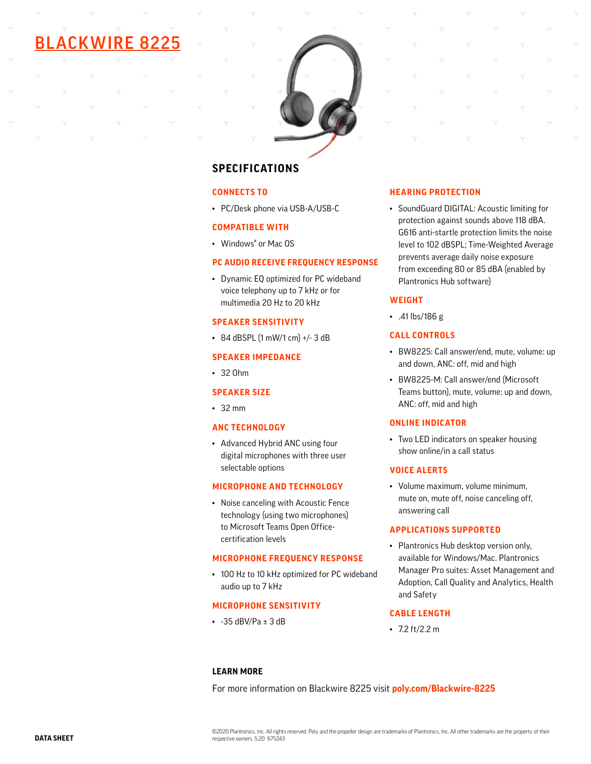# BLACKWIRE 8225

## SPECIFICATIONS

### CONNECTS TO

- PC/Desk phone via USB-A/USB-C

### COMPATIBLE WITH

- Windows® or Mac OS

### PC AUDIO RECEIVE FREQUENCY RESPONSE

- Dynamic EQ optimized for PC wideband voice telephony up to 7 kHz or for multimedia 20 Hz to 20 kHz

### SPEAKER SENSITIVITY

- 84 dBSPL (1 mW/1 cm) +/- 3 dB

### SPEAKER IMPEDANCE

- 32 Ohm

### SPEAKER SIZE

- 32 mm

### ANC TECHNOLOGY

- Advanced Hybrid ANC using four digital microphones with three user selectable options

### MICROPHONE AND TECHNOLOGY

- Noise canceling with Acoustic Fence technology (using two microphones) to Microsoft Teams Open Office-certification levels

### MICROPHONE FREQUENCY RESPONSE

- 100 Hz to 10 kHz optimized for PC wideband audio up to 7 kHz

### MICROPHONE SENSITIVITY

- -35 dBV/Pa ± 3 dB

### HEARING PROTECTION

- SoundGuard DIGITAL: Acoustic limiting for protection against sounds above 118 dBA. G616 anti-startle protection limits the noise level to 102 dBSPL; Time-Weighted Average prevents average daily noise exposure from exceeding 80 or 85 dBA (enabled by Plantronics Hub software)

### WEIGHT

- .41 lbs/186 g

### CALL CONTROLS

- BW8225: Call answer/end, mute, volume: up and down, ANC: off, mid and high
- BW8225-M: Call answer/end (Microsoft Teams button), mute, volume: up and down, ANC: off, mid and high

### ONLINE INDICATOR

- Two LED indicators on speaker housing show online/in a call status

### VOICE ALERTS

- Volume maximum, volume minimum, mute on, mute off, noise canceling off, answering call

### APPLICATIONS SUPPORTED

- Plantronics Hub desktop version only, available for Windows/Mac. Plantronics Manager Pro suites: Asset Management and Adoption, Call Quality and Analytics, Health and Safety

### CABLE LENGTH

- 7.2 ft/2.2 m

**LEARN MORE**

For more information on Blackwire 8225 visit **poly.com/Blackwire-8225**

DATA SHEET

©2020 Plantronics, Inc. All rights reserved. Poly and the propeller design are trademarks of Plantronics, Inc. All other trademarks are the property of their respective owners. 5.20 675243